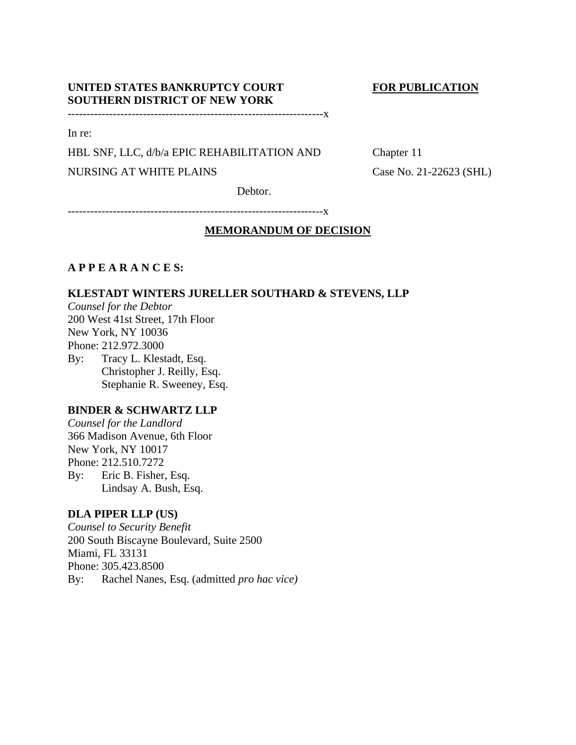**UNITED STATES BANKRUPTCY COURT**
**SOUTHERN DISTRICT OF NEW YORK**

**FOR PUBLICATION**

-------------------------------------------------------------------x

In re:

HBL SNF, LLC, d/b/a EPIC REHABILITATION AND NURSING AT WHITE PLAINS

Debtor.

Chapter 11

Case No. 21-22623 (SHL)

-------------------------------------------------------------------x

## MEMORANDUM OF DECISION

**A P P E A R A N C E S:**

**KLESTADT WINTERS JURELLER SOUTHARD & STEVENS, LLP**
*Counsel for the Debtor*
200 West 41st Street, 17th Floor
New York, NY 10036
Phone: 212.972.3000
By: Tracy L. Klestadt, Esq.
Christopher J. Reilly, Esq.
Stephanie R. Sweeney, Esq.

**BINDER & SCHWARTZ LLP**
*Counsel for the Landlord*
366 Madison Avenue, 6th Floor
New York, NY 10017
Phone: 212.510.7272
By: Eric B. Fisher, Esq.
Lindsay A. Bush, Esq.

**DLA PIPER LLP (US)**
*Counsel to Security Benefit*
200 South Biscayne Boulevard, Suite 2500
Miami, FL 33131
Phone: 305.423.8500
By: Rachel Nanes, Esq. (admitted *pro hac vice)*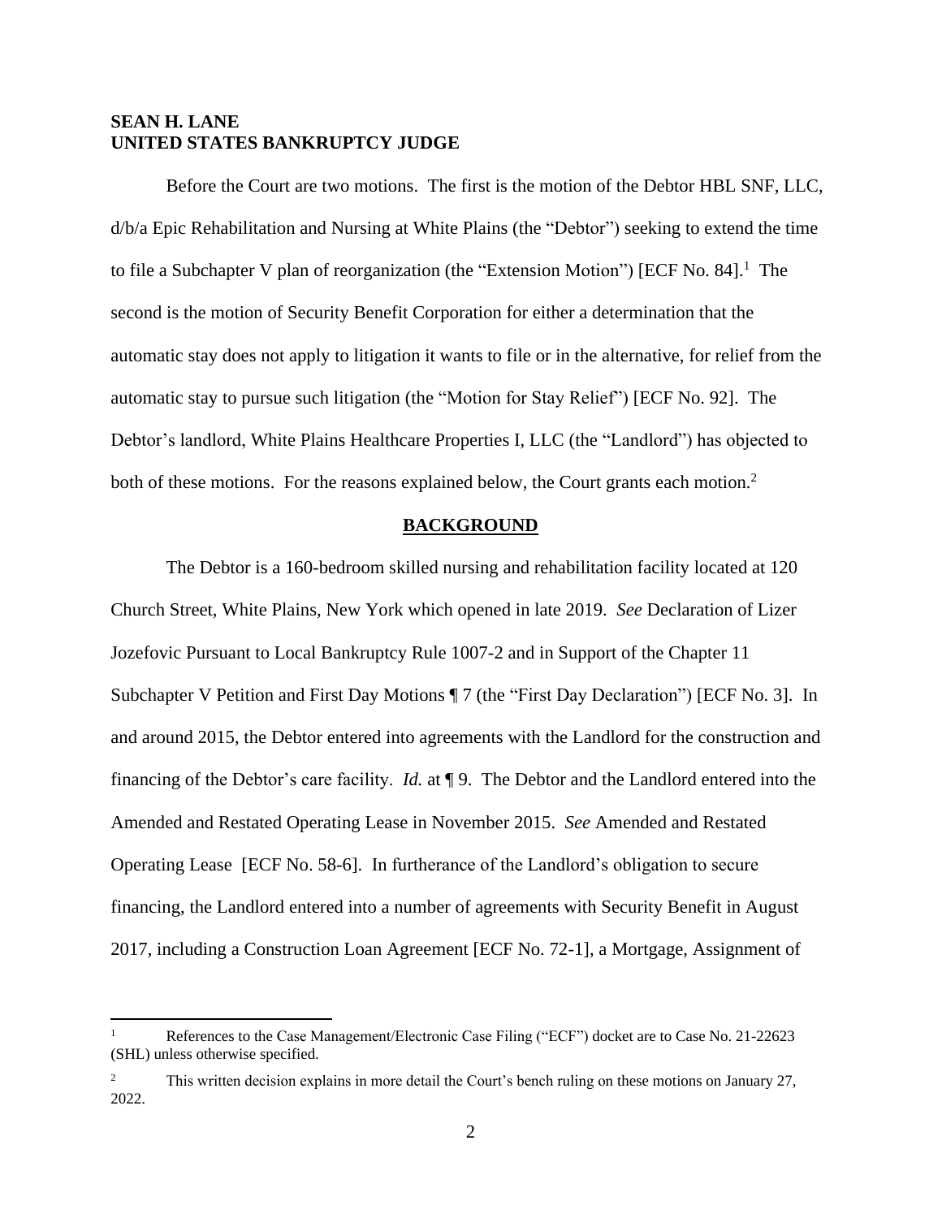**SEAN H. LANE**
**UNITED STATES BANKRUPTCY JUDGE**

Before the Court are two motions. The first is the motion of the Debtor HBL SNF, LLC, d/b/a Epic Rehabilitation and Nursing at White Plains (the "Debtor") seeking to extend the time to file a Subchapter V plan of reorganization (the "Extension Motion") [ECF No. 84].[1] The second is the motion of Security Benefit Corporation for either a determination that the automatic stay does not apply to litigation it wants to file or in the alternative, for relief from the automatic stay to pursue such litigation (the "Motion for Stay Relief") [ECF No. 92]. The Debtor's landlord, White Plains Healthcare Properties I, LLC (the "Landlord") has objected to both of these motions. For the reasons explained below, the Court grants each motion.[2]

## BACKGROUND

The Debtor is a 160-bedroom skilled nursing and rehabilitation facility located at 120 Church Street, White Plains, New York which opened in late 2019. *See* Declaration of Lizer Jozefovic Pursuant to Local Bankruptcy Rule 1007-2 and in Support of the Chapter 11 Subchapter V Petition and First Day Motions ¶ 7 (the "First Day Declaration") [ECF No. 3]. In and around 2015, the Debtor entered into agreements with the Landlord for the construction and financing of the Debtor's care facility. *Id.* at ¶ 9. The Debtor and the Landlord entered into the Amended and Restated Operating Lease in November 2015. *See* Amended and Restated Operating Lease [ECF No. 58-6]. In furtherance of the Landlord's obligation to secure financing, the Landlord entered into a number of agreements with Security Benefit in August 2017, including a Construction Loan Agreement [ECF No. 72-1], a Mortgage, Assignment of

---

[1] References to the Case Management/Electronic Case Filing ("ECF") docket are to Case No. 21-22623 (SHL) unless otherwise specified.

[2] This written decision explains in more detail the Court's bench ruling on these motions on January 27, 2022.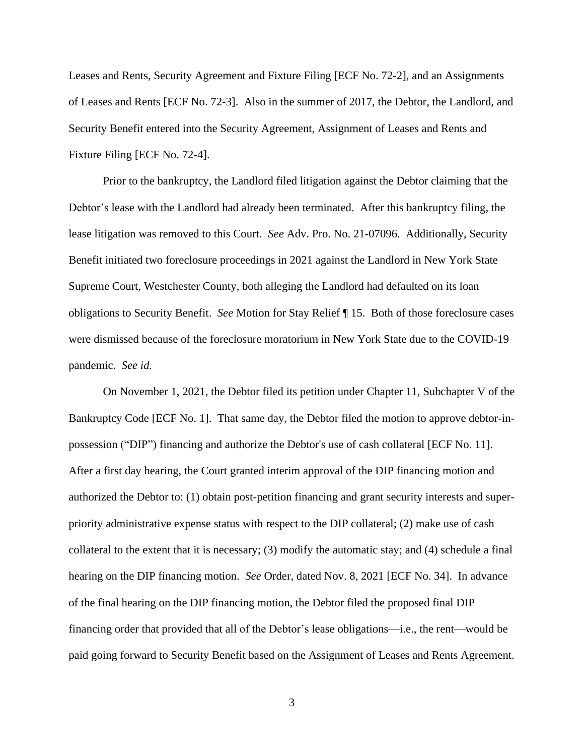Leases and Rents, Security Agreement and Fixture Filing [ECF No. 72-2], and an Assignments of Leases and Rents [ECF No. 72-3]. Also in the summer of 2017, the Debtor, the Landlord, and Security Benefit entered into the Security Agreement, Assignment of Leases and Rents and Fixture Filing [ECF No. 72-4].

Prior to the bankruptcy, the Landlord filed litigation against the Debtor claiming that the Debtor's lease with the Landlord had already been terminated. After this bankruptcy filing, the lease litigation was removed to this Court. *See* Adv. Pro. No. 21-07096. Additionally, Security Benefit initiated two foreclosure proceedings in 2021 against the Landlord in New York State Supreme Court, Westchester County, both alleging the Landlord had defaulted on its loan obligations to Security Benefit. *See* Motion for Stay Relief ¶ 15. Both of those foreclosure cases were dismissed because of the foreclosure moratorium in New York State due to the COVID-19 pandemic. *See id.*

On November 1, 2021, the Debtor filed its petition under Chapter 11, Subchapter V of the Bankruptcy Code [ECF No. 1]. That same day, the Debtor filed the motion to approve debtor-in-possession ("DIP") financing and authorize the Debtor's use of cash collateral [ECF No. 11]. After a first day hearing, the Court granted interim approval of the DIP financing motion and authorized the Debtor to: (1) obtain post-petition financing and grant security interests and super-priority administrative expense status with respect to the DIP collateral; (2) make use of cash collateral to the extent that it is necessary; (3) modify the automatic stay; and (4) schedule a final hearing on the DIP financing motion. *See* Order, dated Nov. 8, 2021 [ECF No. 34]. In advance of the final hearing on the DIP financing motion, the Debtor filed the proposed final DIP financing order that provided that all of the Debtor's lease obligations—i.e., the rent—would be paid going forward to Security Benefit based on the Assignment of Leases and Rents Agreement.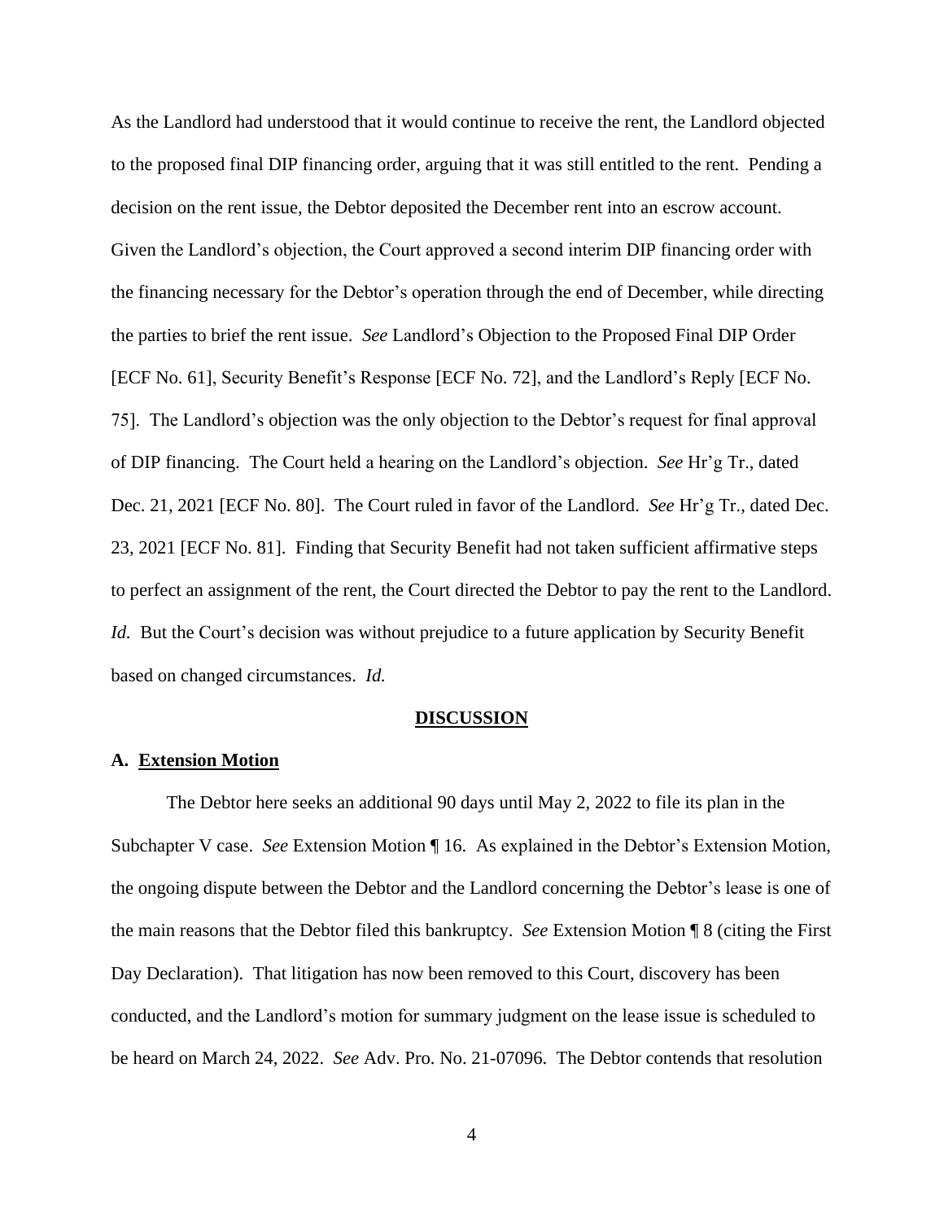As the Landlord had understood that it would continue to receive the rent, the Landlord objected to the proposed final DIP financing order, arguing that it was still entitled to the rent. Pending a decision on the rent issue, the Debtor deposited the December rent into an escrow account. Given the Landlord's objection, the Court approved a second interim DIP financing order with the financing necessary for the Debtor's operation through the end of December, while directing the parties to brief the rent issue. *See* Landlord's Objection to the Proposed Final DIP Order [ECF No. 61], Security Benefit's Response [ECF No. 72], and the Landlord's Reply [ECF No. 75]. The Landlord's objection was the only objection to the Debtor's request for final approval of DIP financing. The Court held a hearing on the Landlord's objection. *See* Hr'g Tr., dated Dec. 21, 2021 [ECF No. 80]. The Court ruled in favor of the Landlord. *See* Hr'g Tr., dated Dec. 23, 2021 [ECF No. 81]. Finding that Security Benefit had not taken sufficient affirmative steps to perfect an assignment of the rent, the Court directed the Debtor to pay the rent to the Landlord. *Id.* But the Court's decision was without prejudice to a future application by Security Benefit based on changed circumstances. *Id.*

## DISCUSSION

### A. Extension Motion

The Debtor here seeks an additional 90 days until May 2, 2022 to file its plan in the Subchapter V case. *See* Extension Motion ¶ 16. As explained in the Debtor's Extension Motion, the ongoing dispute between the Debtor and the Landlord concerning the Debtor's lease is one of the main reasons that the Debtor filed this bankruptcy. *See* Extension Motion ¶ 8 (citing the First Day Declaration). That litigation has now been removed to this Court, discovery has been conducted, and the Landlord's motion for summary judgment on the lease issue is scheduled to be heard on March 24, 2022. *See* Adv. Pro. No. 21-07096. The Debtor contends that resolution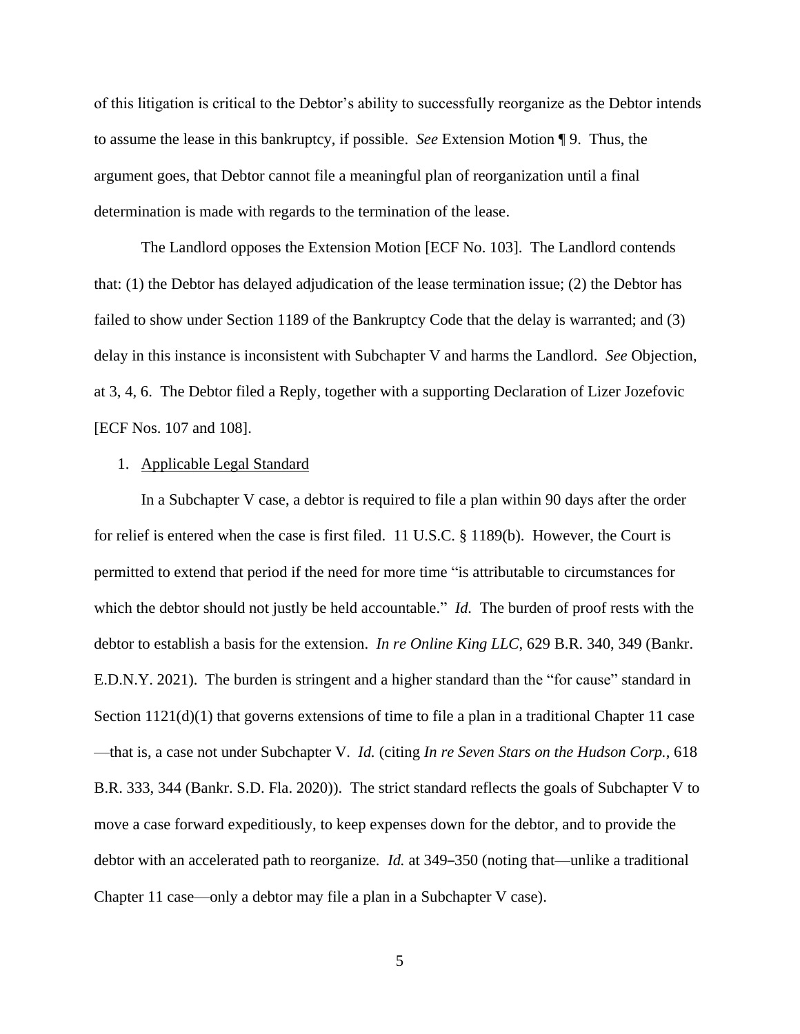of this litigation is critical to the Debtor's ability to successfully reorganize as the Debtor intends to assume the lease in this bankruptcy, if possible. *See* Extension Motion ¶ 9. Thus, the argument goes, that Debtor cannot file a meaningful plan of reorganization until a final determination is made with regards to the termination of the lease.

The Landlord opposes the Extension Motion [ECF No. 103]. The Landlord contends that: (1) the Debtor has delayed adjudication of the lease termination issue; (2) the Debtor has failed to show under Section 1189 of the Bankruptcy Code that the delay is warranted; and (3) delay in this instance is inconsistent with Subchapter V and harms the Landlord. *See* Objection, at 3, 4, 6. The Debtor filed a Reply, together with a supporting Declaration of Lizer Jozefovic [ECF Nos. 107 and 108].

1. Applicable Legal Standard

In a Subchapter V case, a debtor is required to file a plan within 90 days after the order for relief is entered when the case is first filed. 11 U.S.C. § 1189(b). However, the Court is permitted to extend that period if the need for more time "is attributable to circumstances for which the debtor should not justly be held accountable." *Id.* The burden of proof rests with the debtor to establish a basis for the extension. *In re Online King LLC*, 629 B.R. 340, 349 (Bankr. E.D.N.Y. 2021). The burden is stringent and a higher standard than the "for cause" standard in Section 1121(d)(1) that governs extensions of time to file a plan in a traditional Chapter 11 case —that is, a case not under Subchapter V. *Id.* (citing *In re Seven Stars on the Hudson Corp.*, 618 B.R. 333, 344 (Bankr. S.D. Fla. 2020)). The strict standard reflects the goals of Subchapter V to move a case forward expeditiously, to keep expenses down for the debtor, and to provide the debtor with an accelerated path to reorganize. *Id.* at 349–350 (noting that—unlike a traditional Chapter 11 case—only a debtor may file a plan in a Subchapter V case).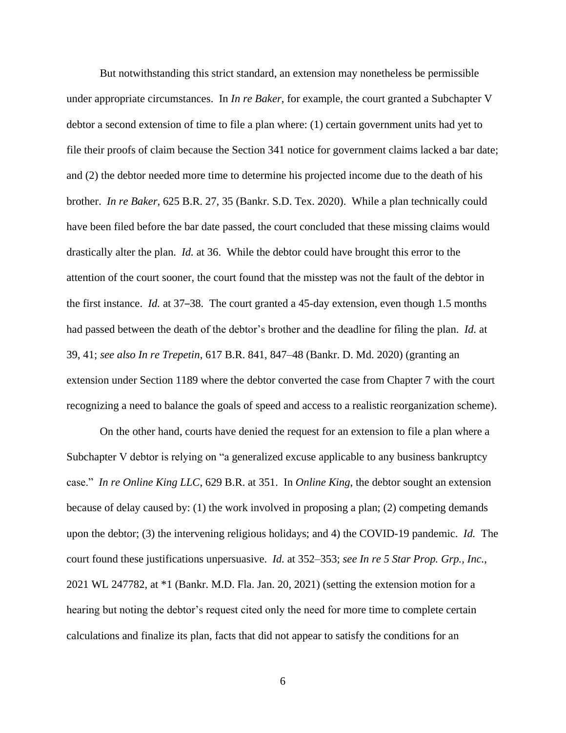But notwithstanding this strict standard, an extension may nonetheless be permissible under appropriate circumstances. In *In re Baker*, for example, the court granted a Subchapter V debtor a second extension of time to file a plan where: (1) certain government units had yet to file their proofs of claim because the Section 341 notice for government claims lacked a bar date; and (2) the debtor needed more time to determine his projected income due to the death of his brother. *In re Baker*, 625 B.R. 27, 35 (Bankr. S.D. Tex. 2020). While a plan technically could have been filed before the bar date passed, the court concluded that these missing claims would drastically alter the plan. *Id.* at 36. While the debtor could have brought this error to the attention of the court sooner, the court found that the misstep was not the fault of the debtor in the first instance. *Id.* at 37–38. The court granted a 45-day extension, even though 1.5 months had passed between the death of the debtor's brother and the deadline for filing the plan. *Id.* at 39, 41; *see also In re Trepetin*, 617 B.R. 841, 847–48 (Bankr. D. Md. 2020) (granting an extension under Section 1189 where the debtor converted the case from Chapter 7 with the court recognizing a need to balance the goals of speed and access to a realistic reorganization scheme).

On the other hand, courts have denied the request for an extension to file a plan where a Subchapter V debtor is relying on "a generalized excuse applicable to any business bankruptcy case." *In re Online King LLC*, 629 B.R. at 351. In *Online King*, the debtor sought an extension because of delay caused by: (1) the work involved in proposing a plan; (2) competing demands upon the debtor; (3) the intervening religious holidays; and 4) the COVID-19 pandemic. *Id.* The court found these justifications unpersuasive. *Id.* at 352–353; *see In re 5 Star Prop. Grp., Inc.*, 2021 WL 247782, at *1 (Bankr. M.D. Fla. Jan. 20, 2021) (setting the extension motion for a hearing but noting the debtor's request cited only the need for more time to complete certain calculations and finalize its plan, facts that did not appear to satisfy the conditions for an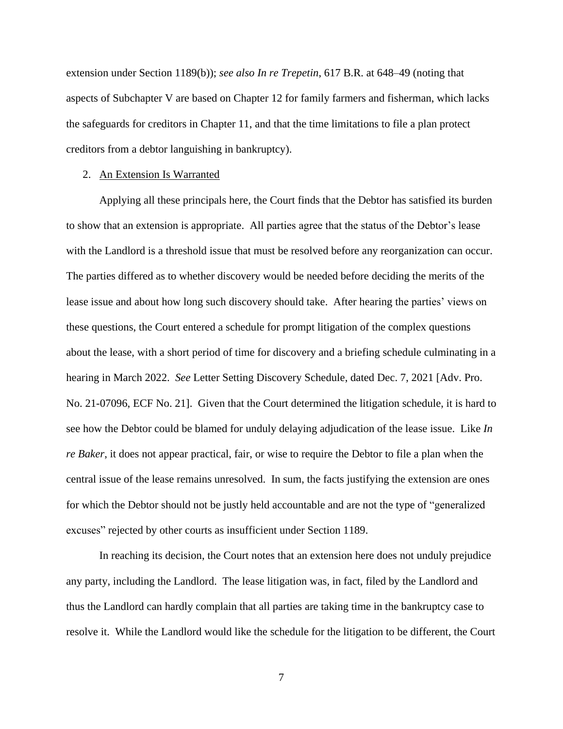extension under Section 1189(b)); *see also In re Trepetin*, 617 B.R. at 648–49 (noting that aspects of Subchapter V are based on Chapter 12 for family farmers and fisherman, which lacks the safeguards for creditors in Chapter 11, and that the time limitations to file a plan protect creditors from a debtor languishing in bankruptcy).

2. An Extension Is Warranted

Applying all these principals here, the Court finds that the Debtor has satisfied its burden to show that an extension is appropriate. All parties agree that the status of the Debtor's lease with the Landlord is a threshold issue that must be resolved before any reorganization can occur. The parties differed as to whether discovery would be needed before deciding the merits of the lease issue and about how long such discovery should take. After hearing the parties' views on these questions, the Court entered a schedule for prompt litigation of the complex questions about the lease, with a short period of time for discovery and a briefing schedule culminating in a hearing in March 2022. *See* Letter Setting Discovery Schedule, dated Dec. 7, 2021 [Adv. Pro. No. 21-07096, ECF No. 21]. Given that the Court determined the litigation schedule, it is hard to see how the Debtor could be blamed for unduly delaying adjudication of the lease issue. Like *In re Baker*, it does not appear practical, fair, or wise to require the Debtor to file a plan when the central issue of the lease remains unresolved. In sum, the facts justifying the extension are ones for which the Debtor should not be justly held accountable and are not the type of "generalized excuses" rejected by other courts as insufficient under Section 1189.

In reaching its decision, the Court notes that an extension here does not unduly prejudice any party, including the Landlord. The lease litigation was, in fact, filed by the Landlord and thus the Landlord can hardly complain that all parties are taking time in the bankruptcy case to resolve it. While the Landlord would like the schedule for the litigation to be different, the Court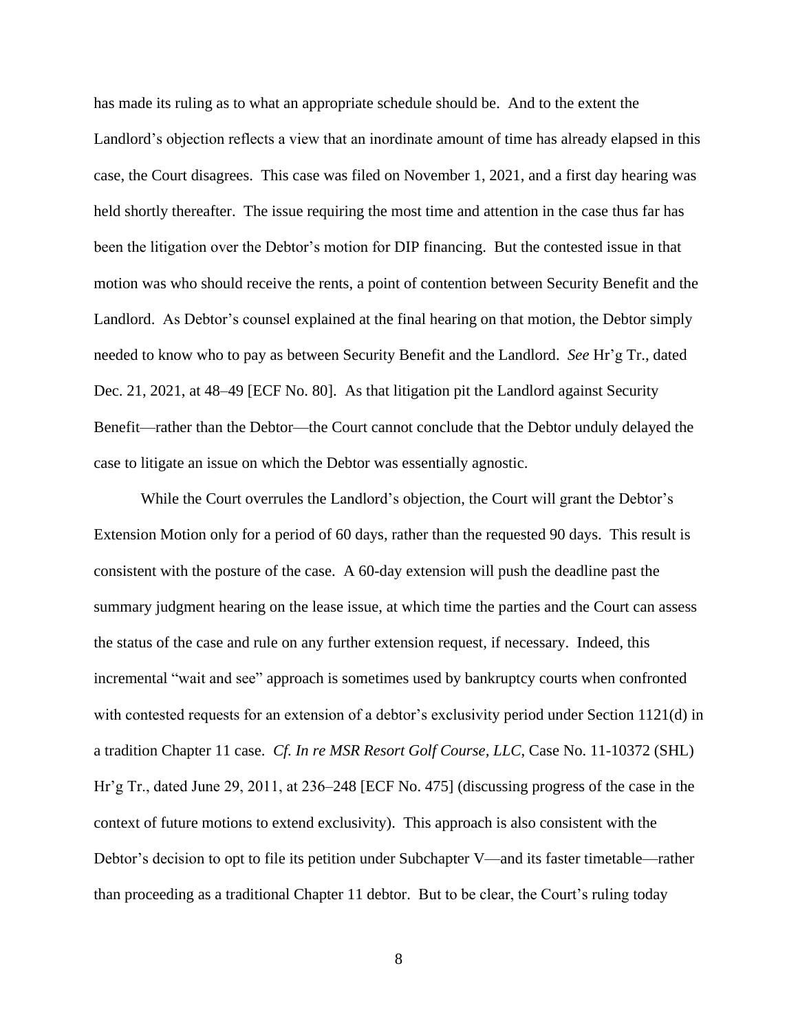has made its ruling as to what an appropriate schedule should be. And to the extent the Landlord's objection reflects a view that an inordinate amount of time has already elapsed in this case, the Court disagrees. This case was filed on November 1, 2021, and a first day hearing was held shortly thereafter. The issue requiring the most time and attention in the case thus far has been the litigation over the Debtor's motion for DIP financing. But the contested issue in that motion was who should receive the rents, a point of contention between Security Benefit and the Landlord. As Debtor's counsel explained at the final hearing on that motion, the Debtor simply needed to know who to pay as between Security Benefit and the Landlord. *See* Hr'g Tr., dated Dec. 21, 2021, at 48–49 [ECF No. 80]. As that litigation pit the Landlord against Security Benefit—rather than the Debtor—the Court cannot conclude that the Debtor unduly delayed the case to litigate an issue on which the Debtor was essentially agnostic.

While the Court overrules the Landlord's objection, the Court will grant the Debtor's Extension Motion only for a period of 60 days, rather than the requested 90 days. This result is consistent with the posture of the case. A 60-day extension will push the deadline past the summary judgment hearing on the lease issue, at which time the parties and the Court can assess the status of the case and rule on any further extension request, if necessary. Indeed, this incremental "wait and see" approach is sometimes used by bankruptcy courts when confronted with contested requests for an extension of a debtor's exclusivity period under Section 1121(d) in a tradition Chapter 11 case. *Cf. In re MSR Resort Golf Course, LLC*, Case No. 11-10372 (SHL) Hr'g Tr., dated June 29, 2011, at 236–248 [ECF No. 475] (discussing progress of the case in the context of future motions to extend exclusivity). This approach is also consistent with the Debtor's decision to opt to file its petition under Subchapter V—and its faster timetable—rather than proceeding as a traditional Chapter 11 debtor. But to be clear, the Court's ruling today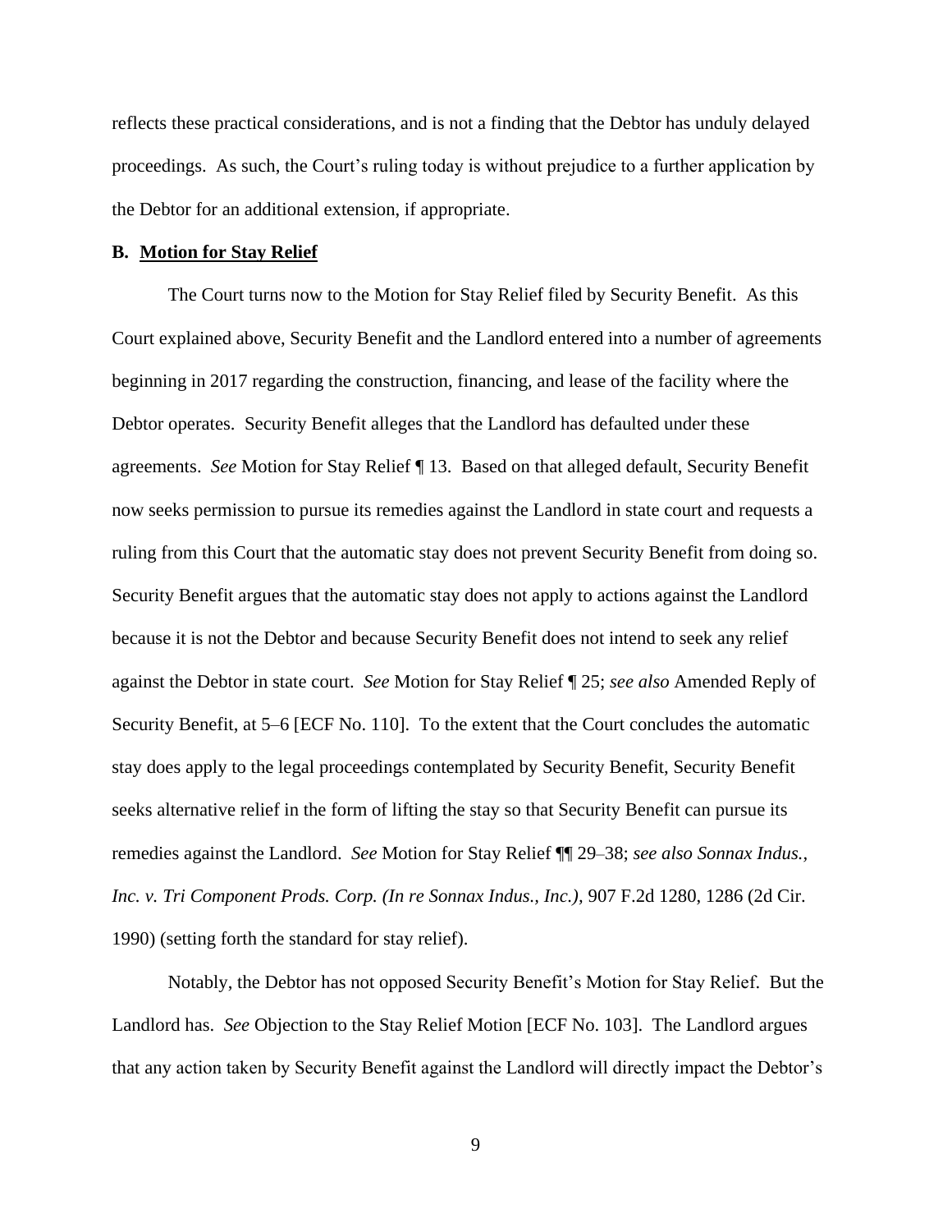reflects these practical considerations, and is not a finding that the Debtor has unduly delayed proceedings. As such, the Court's ruling today is without prejudice to a further application by the Debtor for an additional extension, if appropriate.

**B. Motion for Stay Relief**

The Court turns now to the Motion for Stay Relief filed by Security Benefit. As this Court explained above, Security Benefit and the Landlord entered into a number of agreements beginning in 2017 regarding the construction, financing, and lease of the facility where the Debtor operates. Security Benefit alleges that the Landlord has defaulted under these agreements. *See* Motion for Stay Relief ¶ 13. Based on that alleged default, Security Benefit now seeks permission to pursue its remedies against the Landlord in state court and requests a ruling from this Court that the automatic stay does not prevent Security Benefit from doing so. Security Benefit argues that the automatic stay does not apply to actions against the Landlord because it is not the Debtor and because Security Benefit does not intend to seek any relief against the Debtor in state court. *See* Motion for Stay Relief ¶ 25; *see also* Amended Reply of Security Benefit, at 5–6 [ECF No. 110]. To the extent that the Court concludes the automatic stay does apply to the legal proceedings contemplated by Security Benefit, Security Benefit seeks alternative relief in the form of lifting the stay so that Security Benefit can pursue its remedies against the Landlord. *See* Motion for Stay Relief ¶¶ 29–38; *see also Sonnax Indus., Inc. v. Tri Component Prods. Corp. (In re Sonnax Indus., Inc.),* 907 F.2d 1280, 1286 (2d Cir. 1990) (setting forth the standard for stay relief).

Notably, the Debtor has not opposed Security Benefit's Motion for Stay Relief. But the Landlord has. *See* Objection to the Stay Relief Motion [ECF No. 103]. The Landlord argues that any action taken by Security Benefit against the Landlord will directly impact the Debtor's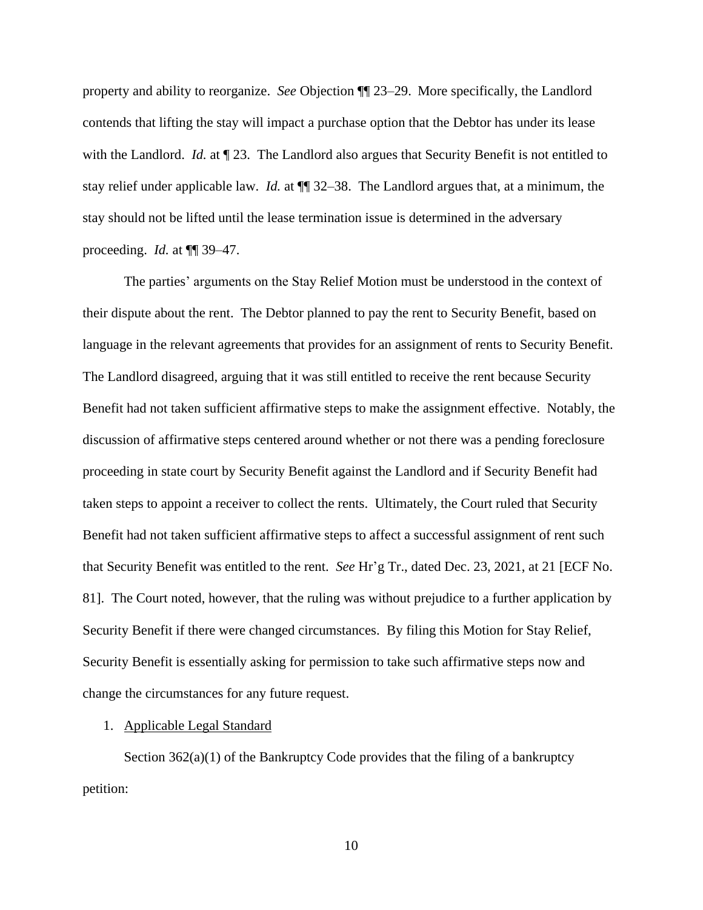property and ability to reorganize. *See* Objection ¶¶ 23–29. More specifically, the Landlord contends that lifting the stay will impact a purchase option that the Debtor has under its lease with the Landlord. *Id.* at ¶ 23. The Landlord also argues that Security Benefit is not entitled to stay relief under applicable law. *Id.* at ¶¶ 32–38. The Landlord argues that, at a minimum, the stay should not be lifted until the lease termination issue is determined in the adversary proceeding. *Id.* at ¶¶ 39–47.

The parties' arguments on the Stay Relief Motion must be understood in the context of their dispute about the rent. The Debtor planned to pay the rent to Security Benefit, based on language in the relevant agreements that provides for an assignment of rents to Security Benefit. The Landlord disagreed, arguing that it was still entitled to receive the rent because Security Benefit had not taken sufficient affirmative steps to make the assignment effective. Notably, the discussion of affirmative steps centered around whether or not there was a pending foreclosure proceeding in state court by Security Benefit against the Landlord and if Security Benefit had taken steps to appoint a receiver to collect the rents. Ultimately, the Court ruled that Security Benefit had not taken sufficient affirmative steps to affect a successful assignment of rent such that Security Benefit was entitled to the rent. *See* Hr'g Tr., dated Dec. 23, 2021, at 21 [ECF No. 81]. The Court noted, however, that the ruling was without prejudice to a further application by Security Benefit if there were changed circumstances. By filing this Motion for Stay Relief, Security Benefit is essentially asking for permission to take such affirmative steps now and change the circumstances for any future request.

1. Applicable Legal Standard

Section 362(a)(1) of the Bankruptcy Code provides that the filing of a bankruptcy petition: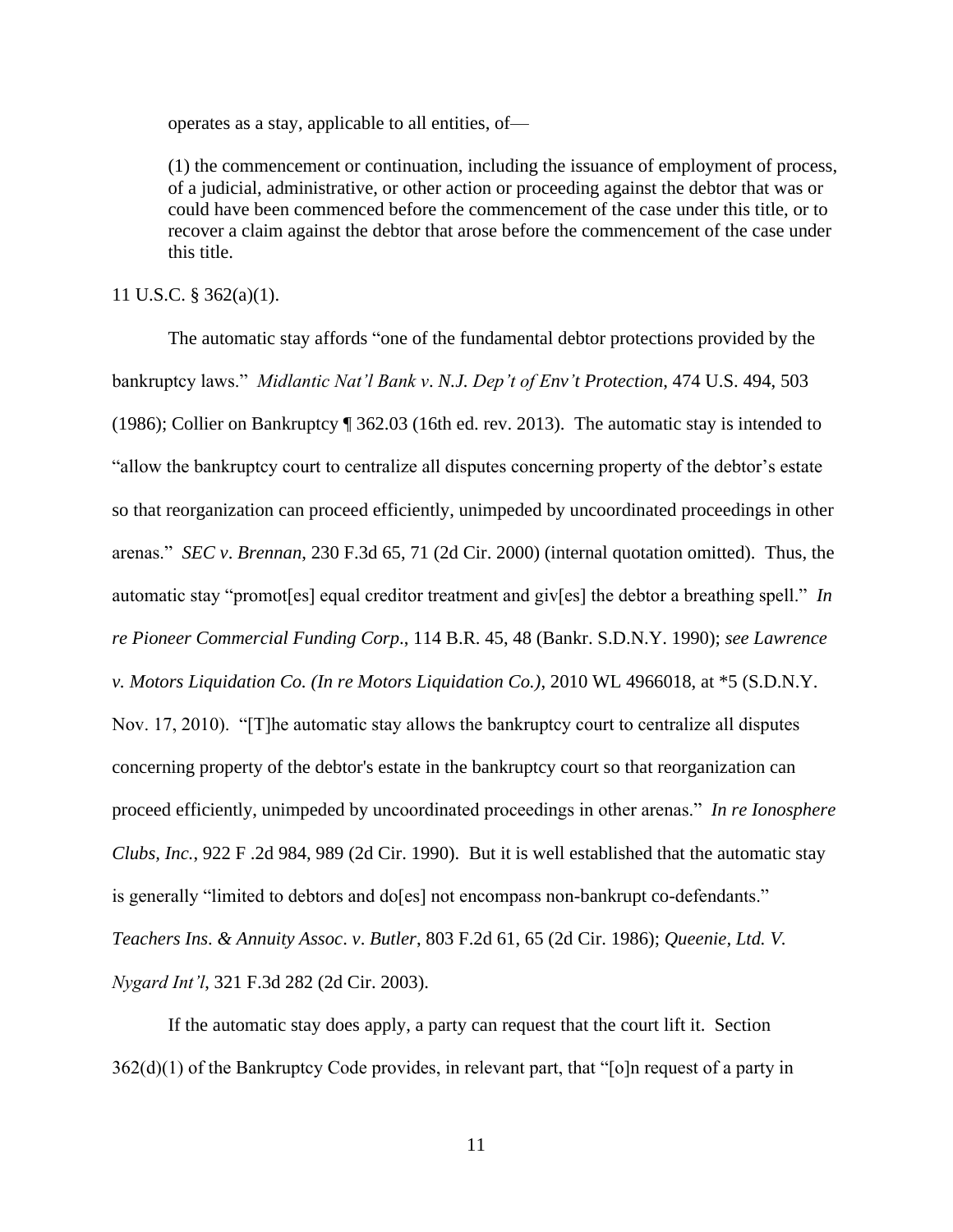> operates as a stay, applicable to all entities, of—
>
> (1) the commencement or continuation, including the issuance of employment of process, of a judicial, administrative, or other action or proceeding against the debtor that was or could have been commenced before the commencement of the case under this title, or to recover a claim against the debtor that arose before the commencement of the case under this title.

11 U.S.C. § 362(a)(1).

The automatic stay affords "one of the fundamental debtor protections provided by the bankruptcy laws." *Midlantic Nat'l Bank v. N.J. Dep't of Env't Protection*, 474 U.S. 494, 503 (1986); Collier on Bankruptcy ¶ 362.03 (16th ed. rev. 2013). The automatic stay is intended to "allow the bankruptcy court to centralize all disputes concerning property of the debtor's estate so that reorganization can proceed efficiently, unimpeded by uncoordinated proceedings in other arenas." *SEC v. Brennan*, 230 F.3d 65, 71 (2d Cir. 2000) (internal quotation omitted). Thus, the automatic stay "promot[es] equal creditor treatment and giv[es] the debtor a breathing spell." *In re Pioneer Commercial Funding Corp*., 114 B.R. 45, 48 (Bankr. S.D.N.Y. 1990); *see Lawrence v. Motors Liquidation Co. (In re Motors Liquidation Co.)*, 2010 WL 4966018, at *5 (S.D.N.Y. Nov. 17, 2010). "[T]he automatic stay allows the bankruptcy court to centralize all disputes concerning property of the debtor's estate in the bankruptcy court so that reorganization can proceed efficiently, unimpeded by uncoordinated proceedings in other arenas." *In re Ionosphere Clubs, Inc.*, 922 F .2d 984, 989 (2d Cir. 1990). But it is well established that the automatic stay is generally "limited to debtors and do[es] not encompass non-bankrupt co-defendants." *Teachers Ins. & Annuity Assoc. v. Butler*, 803 F.2d 61, 65 (2d Cir. 1986); *Queenie, Ltd. V. Nygard Int'l*, 321 F.3d 282 (2d Cir. 2003).

If the automatic stay does apply, a party can request that the court lift it. Section 362(d)(1) of the Bankruptcy Code provides, in relevant part, that "[o]n request of a party in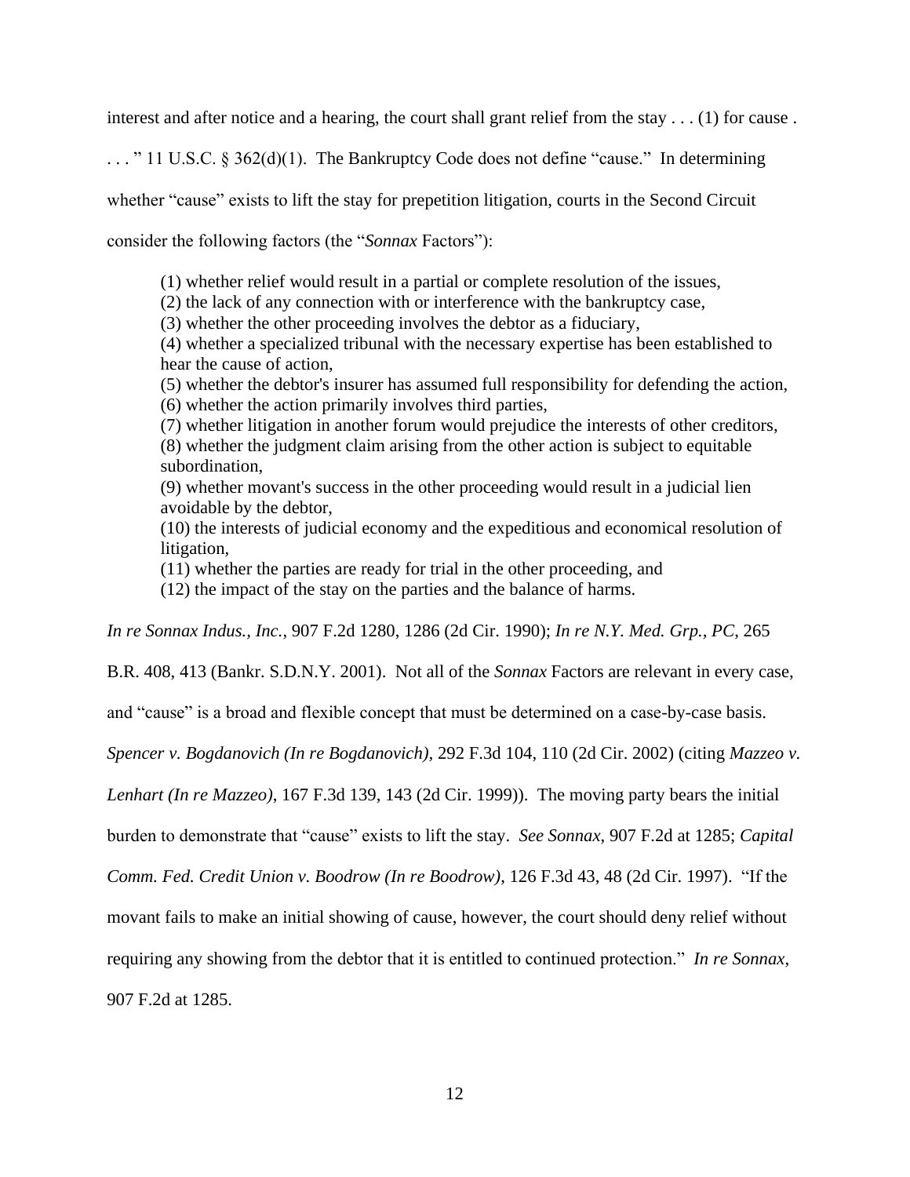interest and after notice and a hearing, the court shall grant relief from the stay . . . (1) for cause . . . . " 11 U.S.C. § 362(d)(1). The Bankruptcy Code does not define "cause." In determining whether "cause" exists to lift the stay for prepetition litigation, courts in the Second Circuit consider the following factors (the "*Sonnax* Factors"):

> (1) whether relief would result in a partial or complete resolution of the issues,
> (2) the lack of any connection with or interference with the bankruptcy case,
> (3) whether the other proceeding involves the debtor as a fiduciary,
> (4) whether a specialized tribunal with the necessary expertise has been established to hear the cause of action,
> (5) whether the debtor's insurer has assumed full responsibility for defending the action,
> (6) whether the action primarily involves third parties,
> (7) whether litigation in another forum would prejudice the interests of other creditors,
> (8) whether the judgment claim arising from the other action is subject to equitable subordination,
> (9) whether movant's success in the other proceeding would result in a judicial lien avoidable by the debtor,
> (10) the interests of judicial economy and the expeditious and economical resolution of litigation,
> (11) whether the parties are ready for trial in the other proceeding, and
> (12) the impact of the stay on the parties and the balance of harms.

*In re Sonnax Indus., Inc.*, 907 F.2d 1280, 1286 (2d Cir. 1990); *In re N.Y. Med. Grp., PC*, 265 B.R. 408, 413 (Bankr. S.D.N.Y. 2001). Not all of the *Sonnax* Factors are relevant in every case, and "cause" is a broad and flexible concept that must be determined on a case-by-case basis. *Spencer v. Bogdanovich (In re Bogdanovich)*, 292 F.3d 104, 110 (2d Cir. 2002) (citing *Mazzeo v. Lenhart (In re Mazzeo)*, 167 F.3d 139, 143 (2d Cir. 1999)). The moving party bears the initial burden to demonstrate that "cause" exists to lift the stay. *See Sonnax*, 907 F.2d at 1285; *Capital Comm. Fed. Credit Union v. Boodrow (In re Boodrow)*, 126 F.3d 43, 48 (2d Cir. 1997). "If the movant fails to make an initial showing of cause, however, the court should deny relief without requiring any showing from the debtor that it is entitled to continued protection." *In re Sonnax*, 907 F.2d at 1285.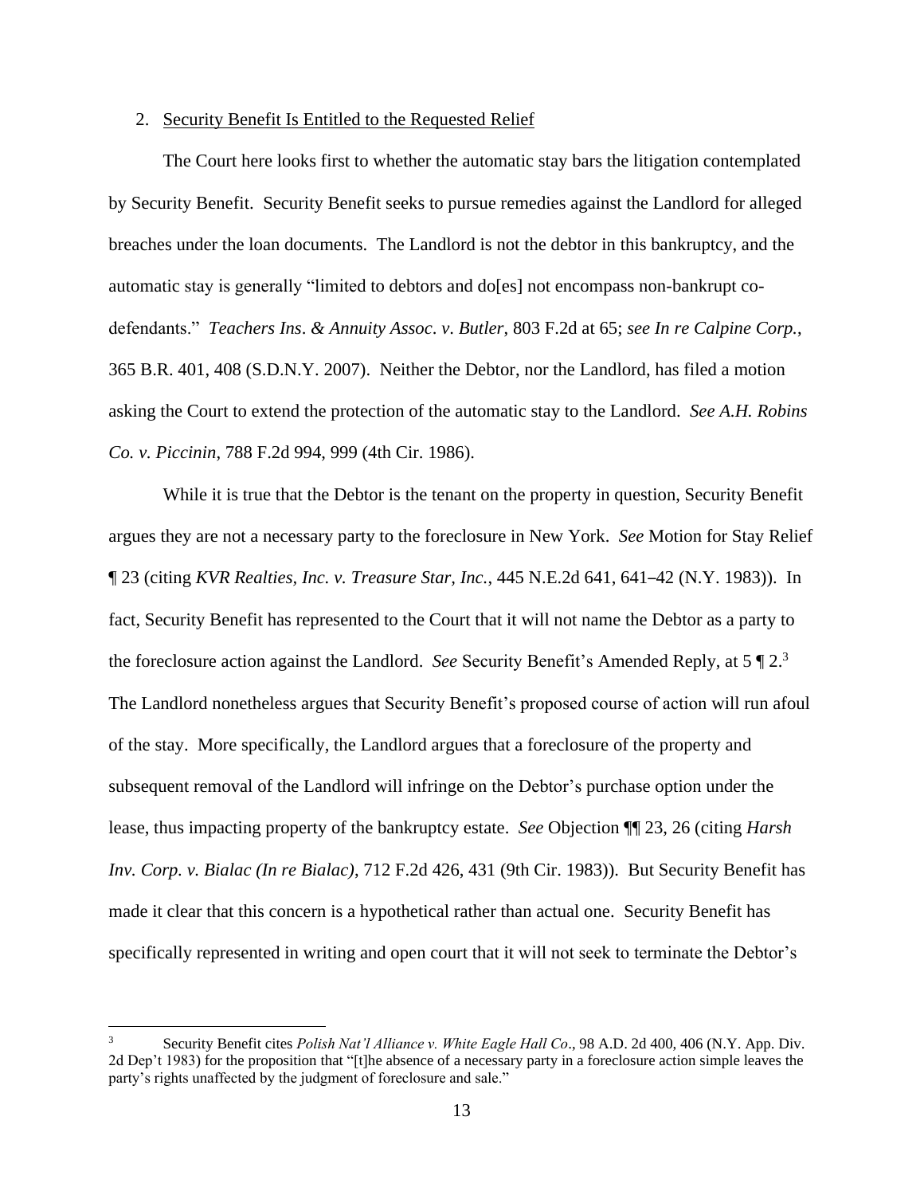2. Security Benefit Is Entitled to the Requested Relief

The Court here looks first to whether the automatic stay bars the litigation contemplated by Security Benefit. Security Benefit seeks to pursue remedies against the Landlord for alleged breaches under the loan documents. The Landlord is not the debtor in this bankruptcy, and the automatic stay is generally "limited to debtors and do[es] not encompass non-bankrupt co-defendants." *Teachers Ins. & Annuity Assoc. v. Butler*, 803 F.2d at 65; *see In re Calpine Corp.*, 365 B.R. 401, 408 (S.D.N.Y. 2007). Neither the Debtor, nor the Landlord, has filed a motion asking the Court to extend the protection of the automatic stay to the Landlord. *See A.H. Robins Co. v. Piccinin*, 788 F.2d 994, 999 (4th Cir. 1986).

While it is true that the Debtor is the tenant on the property in question, Security Benefit argues they are not a necessary party to the foreclosure in New York. *See* Motion for Stay Relief ¶ 23 (citing *KVR Realties, Inc. v. Treasure Star, Inc.*, 445 N.E.2d 641, 641–42 (N.Y. 1983)). In fact, Security Benefit has represented to the Court that it will not name the Debtor as a party to the foreclosure action against the Landlord. *See* Security Benefit's Amended Reply, at 5 ¶ 2.[3] The Landlord nonetheless argues that Security Benefit's proposed course of action will run afoul of the stay. More specifically, the Landlord argues that a foreclosure of the property and subsequent removal of the Landlord will infringe on the Debtor's purchase option under the lease, thus impacting property of the bankruptcy estate. *See* Objection ¶¶ 23, 26 (citing *Harsh Inv. Corp. v. Bialac (In re Bialac)*, 712 F.2d 426, 431 (9th Cir. 1983)). But Security Benefit has made it clear that this concern is a hypothetical rather than actual one. Security Benefit has specifically represented in writing and open court that it will not seek to terminate the Debtor's

---

[3] Security Benefit cites *Polish Nat'l Alliance v. White Eagle Hall Co*., 98 A.D. 2d 400, 406 (N.Y. App. Div. 2d Dep't 1983) for the proposition that "[t]he absence of a necessary party in a foreclosure action simple leaves the party's rights unaffected by the judgment of foreclosure and sale."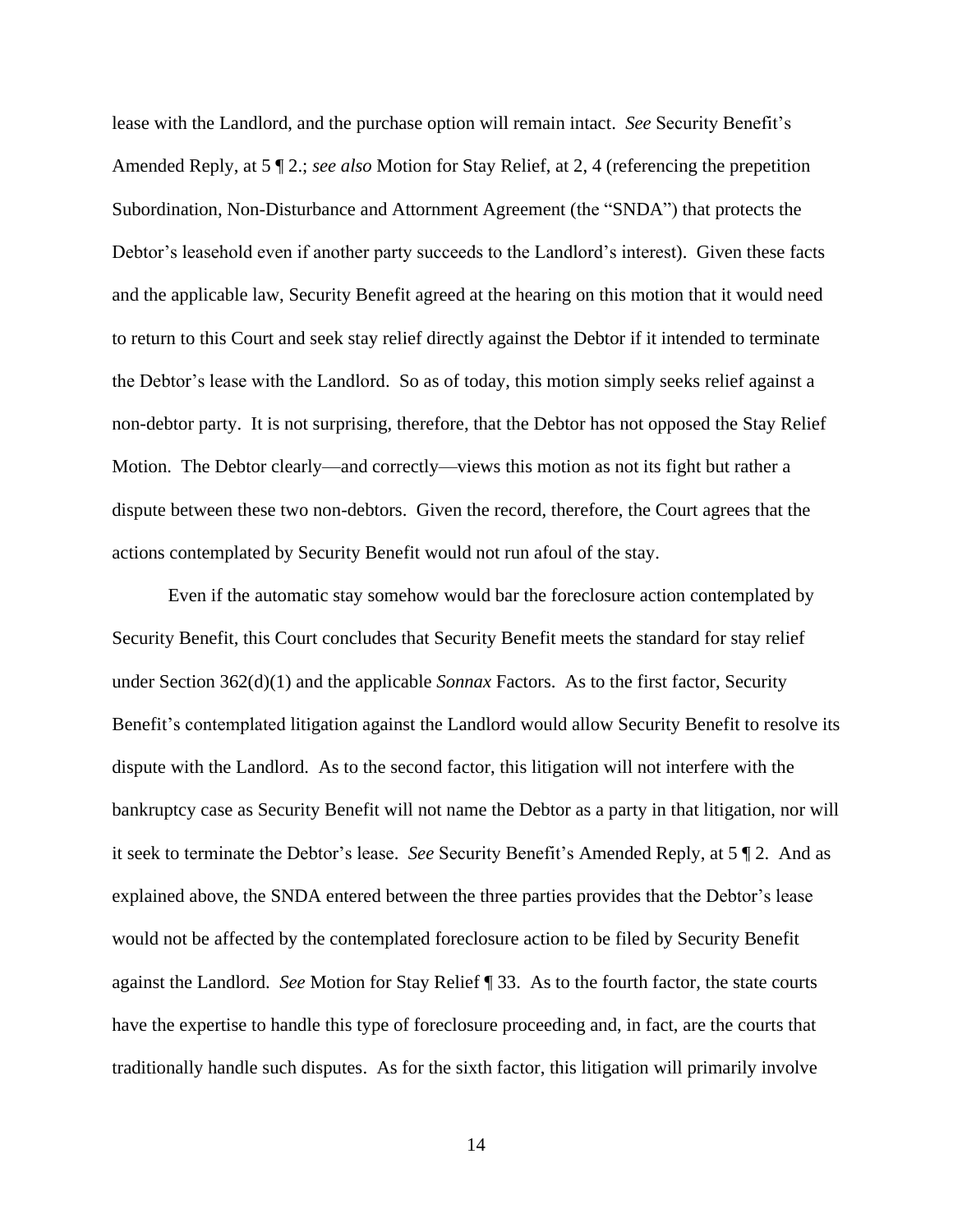lease with the Landlord, and the purchase option will remain intact. *See* Security Benefit's Amended Reply, at 5 ¶ 2.; *see also* Motion for Stay Relief, at 2, 4 (referencing the prepetition Subordination, Non-Disturbance and Attornment Agreement (the "SNDA") that protects the Debtor's leasehold even if another party succeeds to the Landlord's interest). Given these facts and the applicable law, Security Benefit agreed at the hearing on this motion that it would need to return to this Court and seek stay relief directly against the Debtor if it intended to terminate the Debtor's lease with the Landlord. So as of today, this motion simply seeks relief against a non-debtor party. It is not surprising, therefore, that the Debtor has not opposed the Stay Relief Motion. The Debtor clearly—and correctly—views this motion as not its fight but rather a dispute between these two non-debtors. Given the record, therefore, the Court agrees that the actions contemplated by Security Benefit would not run afoul of the stay.

Even if the automatic stay somehow would bar the foreclosure action contemplated by Security Benefit, this Court concludes that Security Benefit meets the standard for stay relief under Section 362(d)(1) and the applicable *Sonnax* Factors. As to the first factor, Security Benefit's contemplated litigation against the Landlord would allow Security Benefit to resolve its dispute with the Landlord. As to the second factor, this litigation will not interfere with the bankruptcy case as Security Benefit will not name the Debtor as a party in that litigation, nor will it seek to terminate the Debtor's lease. *See* Security Benefit's Amended Reply, at 5 ¶ 2. And as explained above, the SNDA entered between the three parties provides that the Debtor's lease would not be affected by the contemplated foreclosure action to be filed by Security Benefit against the Landlord. *See* Motion for Stay Relief ¶ 33. As to the fourth factor, the state courts have the expertise to handle this type of foreclosure proceeding and, in fact, are the courts that traditionally handle such disputes. As for the sixth factor, this litigation will primarily involve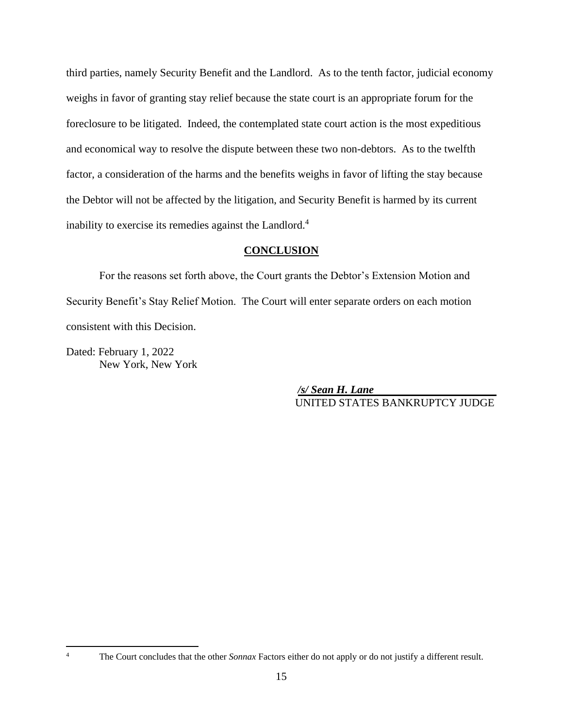third parties, namely Security Benefit and the Landlord. As to the tenth factor, judicial economy weighs in favor of granting stay relief because the state court is an appropriate forum for the foreclosure to be litigated. Indeed, the contemplated state court action is the most expeditious and economical way to resolve the dispute between these two non-debtors. As to the twelfth factor, a consideration of the harms and the benefits weighs in favor of lifting the stay because the Debtor will not be affected by the litigation, and Security Benefit is harmed by its current inability to exercise its remedies against the Landlord.[4]

## CONCLUSION

For the reasons set forth above, the Court grants the Debtor's Extension Motion and Security Benefit's Stay Relief Motion. The Court will enter separate orders on each motion consistent with this Decision.

Dated: February 1, 2022
New York, New York

***/s/ Sean H. Lane***
UNITED STATES BANKRUPTCY JUDGE

[4] The Court concludes that the other *Sonnax* Factors either do not apply or do not justify a different result.